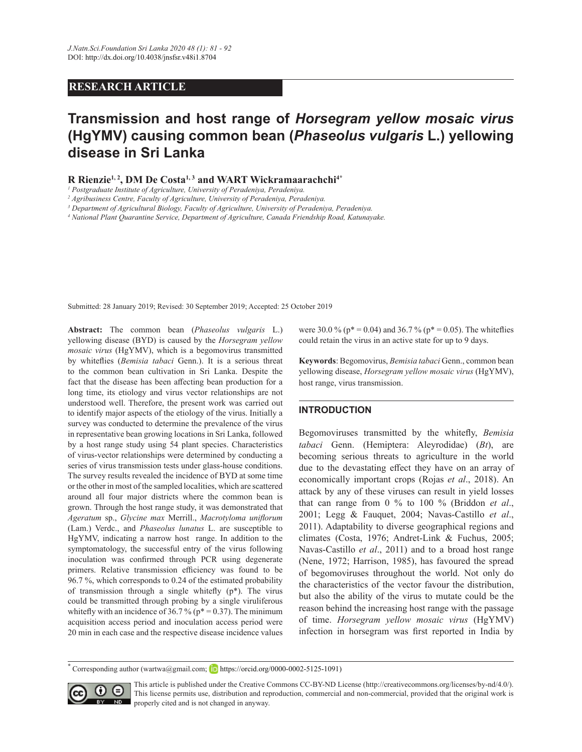**RESEARCH ARTICLE**

# Transmission and host range of *Horsegram yellow mosaic virus* (HgYMV) causing common bean (*Phaseolus vulgaris* L.) yellowing disease in Sri Lanka

**R Rienzie[1, 2], DM De Costa[1, 3] and WART Wickramaarachchi[4*]**

[1] *Postgraduate Institute of Agriculture, University of Peradeniya, Peradeniya.*
[2] *Agribusiness Centre, Faculty of Agriculture, University of Peradeniya, Peradeniya.*
[3] *Department of Agricultural Biology, Faculty of Agriculture, University of Peradeniya, Peradeniya.*
[4] *National Plant Quarantine Service, Department of Agriculture, Canada Friendship Road, Katunayake.*

Submitted: 28 January 2019; Revised: 30 September 2019; Accepted: 25 October 2019

**Abstract:** The common bean (*Phaseolus vulgaris* L.) yellowing disease (BYD) is caused by the *Horsegram yellow mosaic virus* (HgYMV), which is a begomovirus transmitted by whiteflies (*Bemisia tabaci* Genn.). It is a serious threat to the common bean cultivation in Sri Lanka. Despite the fact that the disease has been affecting bean production for a long time, its etiology and virus vector relationships are not understood well. Therefore, the present work was carried out to identify major aspects of the etiology of the virus. Initially a survey was conducted to determine the prevalence of the virus in representative bean growing locations in Sri Lanka, followed by a host range study using 54 plant species. Characteristics of virus-vector relationships were determined by conducting a series of virus transmission tests under glass-house conditions. The survey results revealed the incidence of BYD at some time or the other in most of the sampled localities, which are scattered around all four major districts where the common bean is grown. Through the host range study, it was demonstrated that *Ageratum* sp., *Glycine max* Merrill., *Macrotyloma uniflorum* (Lam.) Verdc., and *Phaseolus lunatus* L. are susceptible to HgYMV, indicating a narrow host range. In addition to the symptomatology, the successful entry of the virus following inoculation was confirmed through PCR using degenerate primers. Relative transmission efficiency was found to be 96.7 %, which corresponds to 0.24 of the estimated probability of transmission through a single whitefly ($p^*$). The virus could be transmitted through probing by a single viruliferous whitefly with an incidence of 36.7 % ($p^* = 0.37$). The minimum acquisition access period and inoculation access period were 20 min in each case and the respective disease incidence values were 30.0 % ($p^* = 0.04$) and 36.7 % ($p^* = 0.05$). The whiteflies could retain the virus in an active state for up to 9 days.

**Keywords**: Begomovirus, *Bemisia tabaci* Genn., common bean yellowing disease, *Horsegram yellow mosaic virus* (HgYMV), host range, virus transmission.

## INTRODUCTION

Begomoviruses transmitted by the whitefly, *Bemisia tabaci* Genn. (Hemiptera: Aleyrodidae) (*Bt*), are becoming serious threats to agriculture in the world due to the devastating effect they have on an array of economically important crops (Rojas *et al*., 2018). An attack by any of these viruses can result in yield losses that can range from 0 % to 100 % (Briddon *et al*., 2001; Legg & Fauquet, 2004; Navas-Castillo *et al*., 2011). Adaptability to diverse geographical regions and climates (Costa, 1976; Andret-Link & Fuchus, 2005; Navas-Castillo *et al*., 2011) and to a broad host range (Nene, 1972; Harrison, 1985), has favoured the spread of begomoviruses throughout the world. Not only do the characteristics of the vector favour the distribution, but also the ability of the virus to mutate could be the reason behind the increasing host range with the passage of time. *Horsegram yellow mosaic virus* (HgYMV) infection in horsegram was first reported in India by

\* Corresponding author (wartwa@gmail.com; https://orcid.org/0000-0002-5125-1091)

This article is published under the Creative Commons CC-BY-ND License (http://creativecommons.org/licenses/by-nd/4.0/). This license permits use, distribution and reproduction, commercial and non-commercial, provided that the original work is properly cited and is not changed in anyway.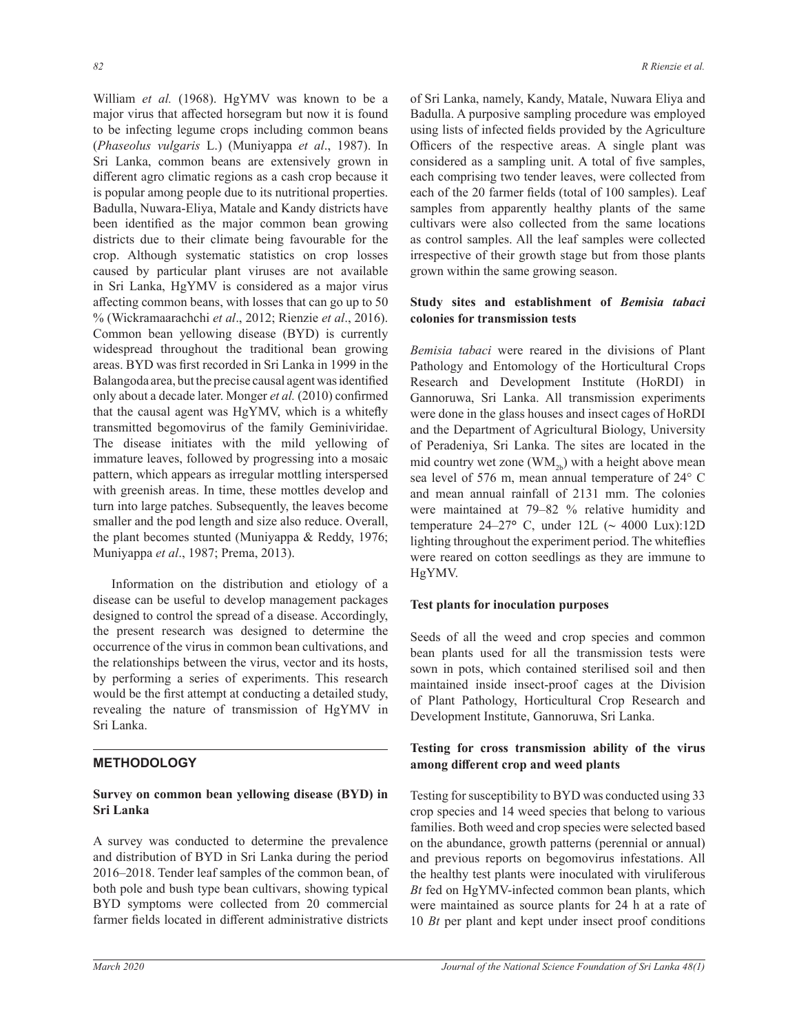William *et al.* (1968). HgYMV was known to be a major virus that affected horsegram but now it is found to be infecting legume crops including common beans (*Phaseolus vulgaris* L.) (Muniyappa *et al*., 1987). In Sri Lanka, common beans are extensively grown in different agro climatic regions as a cash crop because it is popular among people due to its nutritional properties. Badulla, Nuwara-Eliya, Matale and Kandy districts have been identified as the major common bean growing districts due to their climate being favourable for the crop. Although systematic statistics on crop losses caused by particular plant viruses are not available in Sri Lanka, HgYMV is considered as a major virus affecting common beans, with losses that can go up to 50 % (Wickramaarachchi *et al*., 2012; Rienzie *et al*., 2016). Common bean yellowing disease (BYD) is currently widespread throughout the traditional bean growing areas. BYD was first recorded in Sri Lanka in 1999 in the Balangoda area, but the precise causal agent was identified only about a decade later. Monger *et al.* (2010) confirmed that the causal agent was HgYMV, which is a whitefly transmitted begomovirus of the family Geminiviridae. The disease initiates with the mild yellowing of immature leaves, followed by progressing into a mosaic pattern, which appears as irregular mottling interspersed with greenish areas. In time, these mottles develop and turn into large patches. Subsequently, the leaves become smaller and the pod length and size also reduce. Overall, the plant becomes stunted (Muniyappa & Reddy, 1976; Muniyappa *et al*., 1987; Prema, 2013).

Information on the distribution and etiology of a disease can be useful to develop management packages designed to control the spread of a disease. Accordingly, the present research was designed to determine the occurrence of the virus in common bean cultivations, and the relationships between the virus, vector and its hosts, by performing a series of experiments. This research would be the first attempt at conducting a detailed study, revealing the nature of transmission of HgYMV in Sri Lanka.

## METHODOLOGY

### Survey on common bean yellowing disease (BYD) in Sri Lanka

A survey was conducted to determine the prevalence and distribution of BYD in Sri Lanka during the period 2016–2018. Tender leaf samples of the common bean, of both pole and bush type bean cultivars, showing typical BYD symptoms were collected from 20 commercial farmer fields located in different administrative districts of Sri Lanka, namely, Kandy, Matale, Nuwara Eliya and Badulla. A purposive sampling procedure was employed using lists of infected fields provided by the Agriculture Officers of the respective areas. A single plant was considered as a sampling unit. A total of five samples, each comprising two tender leaves, were collected from each of the 20 farmer fields (total of 100 samples). Leaf samples from apparently healthy plants of the same cultivars were also collected from the same locations as control samples. All the leaf samples were collected irrespective of their growth stage but from those plants grown within the same growing season.

### Study sites and establishment of *Bemisia tabaci* colonies for transmission tests

*Bemisia tabaci* were reared in the divisions of Plant Pathology and Entomology of the Horticultural Crops Research and Development Institute (HoRDI) in Gannoruwa, Sri Lanka. All transmission experiments were done in the glass houses and insect cages of HoRDI and the Department of Agricultural Biology, University of Peradeniya, Sri Lanka. The sites are located in the mid country wet zone ($WM_{2b}$) with a height above mean sea level of 576 m, mean annual temperature of 24° C and mean annual rainfall of 2131 mm. The colonies were maintained at 79–82 % relative humidity and temperature 24–27° C, under 12L (~ 4000 Lux):12D lighting throughout the experiment period. The whiteflies were reared on cotton seedlings as they are immune to HgYMV.

### Test plants for inoculation purposes

Seeds of all the weed and crop species and common bean plants used for all the transmission tests were sown in pots, which contained sterilised soil and then maintained inside insect-proof cages at the Division of Plant Pathology, Horticultural Crop Research and Development Institute, Gannoruwa, Sri Lanka.

### Testing for cross transmission ability of the virus among different crop and weed plants

Testing for susceptibility to BYD was conducted using 33 crop species and 14 weed species that belong to various families. Both weed and crop species were selected based on the abundance, growth patterns (perennial or annual) and previous reports on begomovirus infestations. All the healthy test plants were inoculated with viruliferous *Bt* fed on HgYMV-infected common bean plants, which were maintained as source plants for 24 h at a rate of 10 *Bt* per plant and kept under insect proof conditions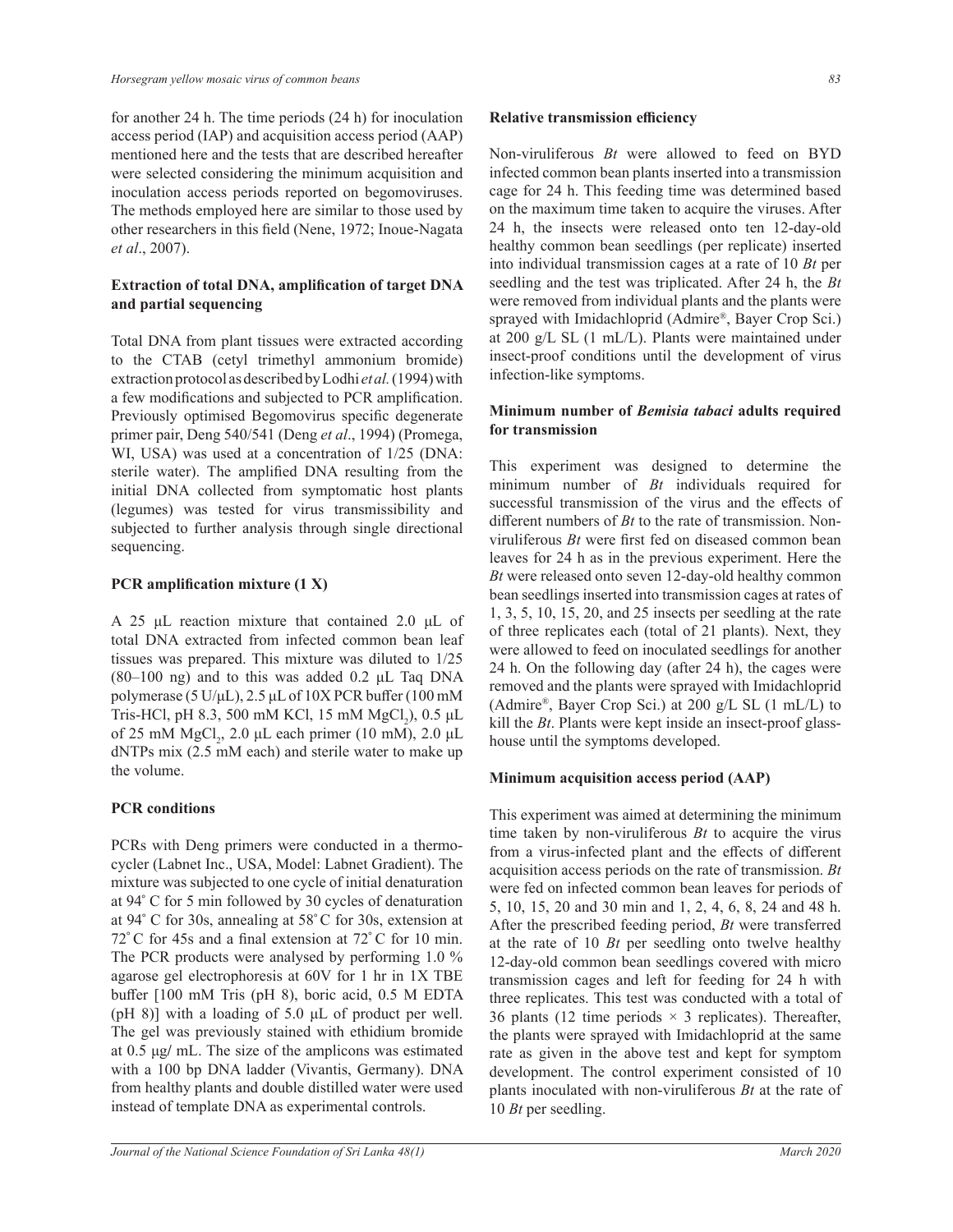for another 24 h. The time periods (24 h) for inoculation access period (IAP) and acquisition access period (AAP) mentioned here and the tests that are described hereafter were selected considering the minimum acquisition and inoculation access periods reported on begomoviruses. The methods employed here are similar to those used by other researchers in this field (Nene, 1972; Inoue-Nagata *et al*., 2007).

### Extraction of total DNA, amplification of target DNA and partial sequencing

Total DNA from plant tissues were extracted according to the CTAB (cetyl trimethyl ammonium bromide) extraction protocol as described by Lodhi *et al.* (1994) with a few modifications and subjected to PCR amplification. Previously optimised Begomovirus specific degenerate primer pair, Deng 540/541 (Deng *et al*., 1994) (Promega, WI, USA) was used at a concentration of 1/25 (DNA: sterile water). The amplified DNA resulting from the initial DNA collected from symptomatic host plants (legumes) was tested for virus transmissibility and subjected to further analysis through single directional sequencing.

### PCR amplification mixture (1 X)

A 25 µL reaction mixture that contained 2.0 µL of total DNA extracted from infected common bean leaf tissues was prepared. This mixture was diluted to 1/25 (80–100 ng) and to this was added 0.2 µL Taq DNA polymerase (5 U/µL), 2.5 µL of 10X PCR buffer (100 mM Tris-HCl, pH 8.3, 500 mM KCl, 15 mM $MgCl_2$), 0.5 µL of 25 mM $MgCl_2$, 2.0 µL each primer (10 mM), 2.0 µL dNTPs mix (2.5 mM each) and sterile water to make up the volume.

### PCR conditions

PCRs with Deng primers were conducted in a thermocycler (Labnet Inc., USA, Model: Labnet Gradient). The mixture was subjected to one cycle of initial denaturation at 94° C for 5 min followed by 30 cycles of denaturation at 94° C for 30s, annealing at 58° C for 30s, extension at 72° C for 45s and a final extension at 72° C for 10 min. The PCR products were analysed by performing 1.0 % agarose gel electrophoresis at 60V for 1 hr in 1X TBE buffer [100 mM Tris (pH 8), boric acid, 0.5 M EDTA (pH 8)] with a loading of 5.0 µL of product per well. The gel was previously stained with ethidium bromide at 0.5 µg/ mL. The size of the amplicons was estimated with a 100 bp DNA ladder (Vivantis, Germany). DNA from healthy plants and double distilled water were used instead of template DNA as experimental controls.

### Relative transmission efficiency

Non-viruliferous *Bt* were allowed to feed on BYD infected common bean plants inserted into a transmission cage for 24 h. This feeding time was determined based on the maximum time taken to acquire the viruses. After 24 h, the insects were released onto ten 12-day-old healthy common bean seedlings (per replicate) inserted into individual transmission cages at a rate of 10 *Bt* per seedling and the test was triplicated. After 24 h, the *Bt* were removed from individual plants and the plants were sprayed with Imidachloprid (Admire®, Bayer Crop Sci.) at 200 g/L SL (1 mL/L). Plants were maintained under insect-proof conditions until the development of virus infection-like symptoms.

### Minimum number of *Bemisia tabaci* adults required for transmission

This experiment was designed to determine the minimum number of *Bt* individuals required for successful transmission of the virus and the effects of different numbers of *Bt* to the rate of transmission. Non-viruliferous *Bt* were first fed on diseased common bean leaves for 24 h as in the previous experiment. Here the *Bt* were released onto seven 12-day-old healthy common bean seedlings inserted into transmission cages at rates of 1, 3, 5, 10, 15, 20, and 25 insects per seedling at the rate of three replicates each (total of 21 plants). Next, they were allowed to feed on inoculated seedlings for another 24 h. On the following day (after 24 h), the cages were removed and the plants were sprayed with Imidachloprid (Admire®, Bayer Crop Sci.) at 200 g/L SL (1 mL/L) to kill the *Bt*. Plants were kept inside an insect-proof glasshouse until the symptoms developed.

### Minimum acquisition access period (AAP)

This experiment was aimed at determining the minimum time taken by non-viruliferous *Bt* to acquire the virus from a virus-infected plant and the effects of different acquisition access periods on the rate of transmission. *Bt* were fed on infected common bean leaves for periods of 5, 10, 15, 20 and 30 min and 1, 2, 4, 6, 8, 24 and 48 h. After the prescribed feeding period, *Bt* were transferred at the rate of 10 *Bt* per seedling onto twelve healthy 12-day-old common bean seedlings covered with micro transmission cages and left for feeding for 24 h with three replicates. This test was conducted with a total of 36 plants (12 time periods × 3 replicates). Thereafter, the plants were sprayed with Imidachloprid at the same rate as given in the above test and kept for symptom development. The control experiment consisted of 10 plants inoculated with non-viruliferous *Bt* at the rate of 10 *Bt* per seedling.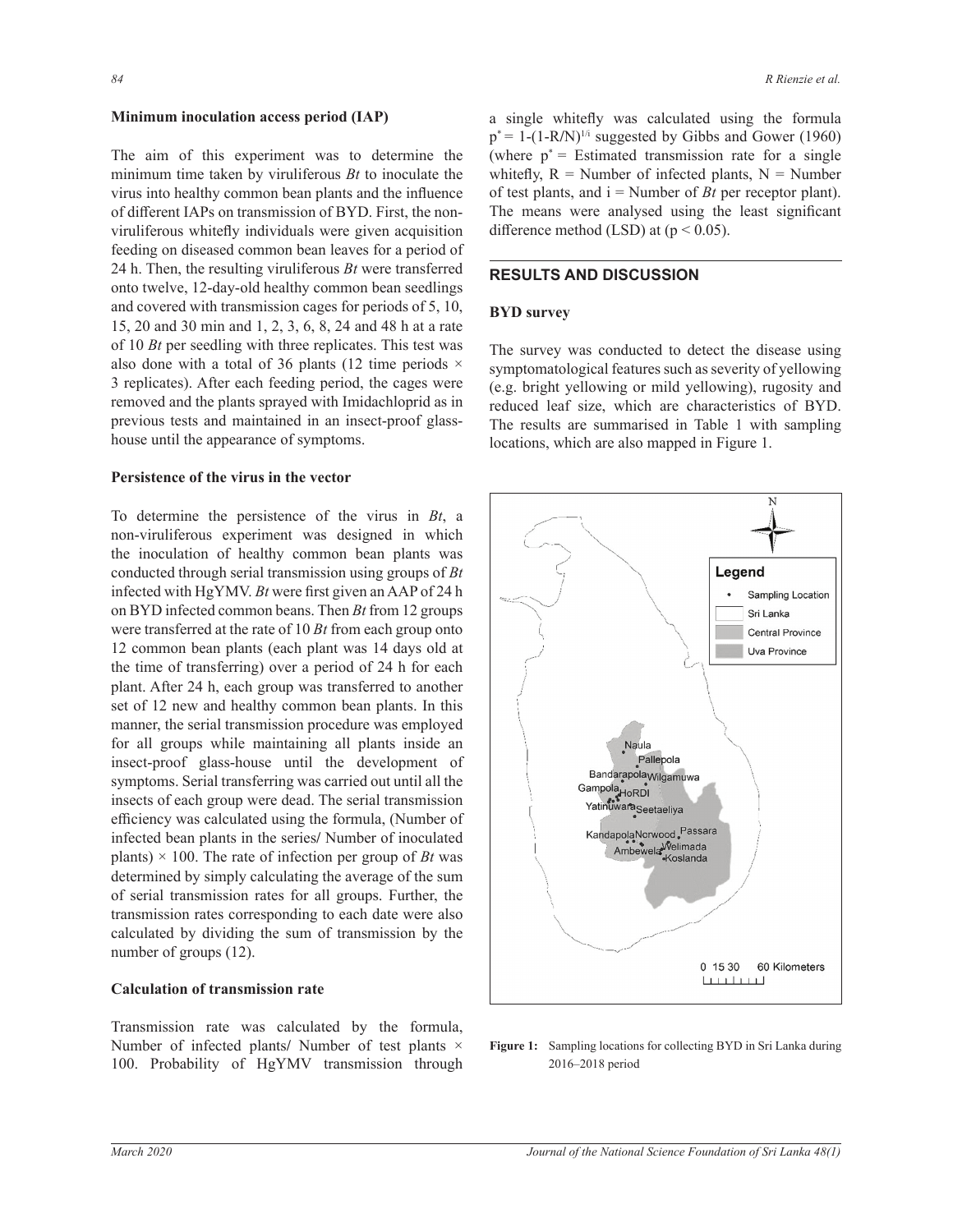### Minimum inoculation access period (IAP)

The aim of this experiment was to determine the minimum time taken by viruliferous *Bt* to inoculate the virus into healthy common bean plants and the influence of different IAPs on transmission of BYD. First, the non-viruliferous whitefly individuals were given acquisition feeding on diseased common bean leaves for a period of 24 h. Then, the resulting viruliferous *Bt* were transferred onto twelve, 12-day-old healthy common bean seedlings and covered with transmission cages for periods of 5, 10, 15, 20 and 30 min and 1, 2, 3, 6, 8, 24 and 48 h at a rate of 10 *Bt* per seedling with three replicates. This test was also done with a total of 36 plants (12 time periods × 3 replicates). After each feeding period, the cages were removed and the plants sprayed with Imidachloprid as in previous tests and maintained in an insect-proof glass-house until the appearance of symptoms.

### Persistence of the virus in the vector

To determine the persistence of the virus in *Bt*, a non-viruliferous experiment was designed in which the inoculation of healthy common bean plants was conducted through serial transmission using groups of *Bt* infected with HgYMV. *Bt* were first given an AAP of 24 h on BYD infected common beans. Then *Bt* from 12 groups were transferred at the rate of 10 *Bt* from each group onto 12 common bean plants (each plant was 14 days old at the time of transferring) over a period of 24 h for each plant. After 24 h, each group was transferred to another set of 12 new and healthy common bean plants. In this manner, the serial transmission procedure was employed for all groups while maintaining all plants inside an insect-proof glass-house until the development of symptoms. Serial transferring was carried out until all the insects of each group were dead. The serial transmission efficiency was calculated using the formula, (Number of infected bean plants in the series/ Number of inoculated plants) × 100. The rate of infection per group of *Bt* was determined by simply calculating the average of the sum of serial transmission rates for all groups. Further, the transmission rates corresponding to each date were also calculated by dividing the sum of transmission by the number of groups (12).

### Calculation of transmission rate

Transmission rate was calculated by the formula, Number of infected plants/ Number of test plants × 100. Probability of HgYMV transmission through a single whitefly was calculated using the formula $p^* = 1-(1-R/N)^{1/i}$ suggested by Gibbs and Gower (1960) (where $p^*$ = Estimated transmission rate for a single whitefly, R = Number of infected plants, N = Number of test plants, and i = Number of *Bt* per receptor plant). The means were analysed using the least significant difference method (LSD) at ($p < 0.05$).

## RESULTS AND DISCUSSION

### BYD survey

The survey was conducted to detect the disease using symptomatological features such as severity of yellowing (e.g. bright yellowing or mild yellowing), rugosity and reduced leaf size, which are characteristics of BYD. The results are summarised in Table 1 with sampling locations, which are also mapped in Figure 1.

**Figure 1:** Sampling locations for collecting BYD in Sri Lanka during 2016–2018 period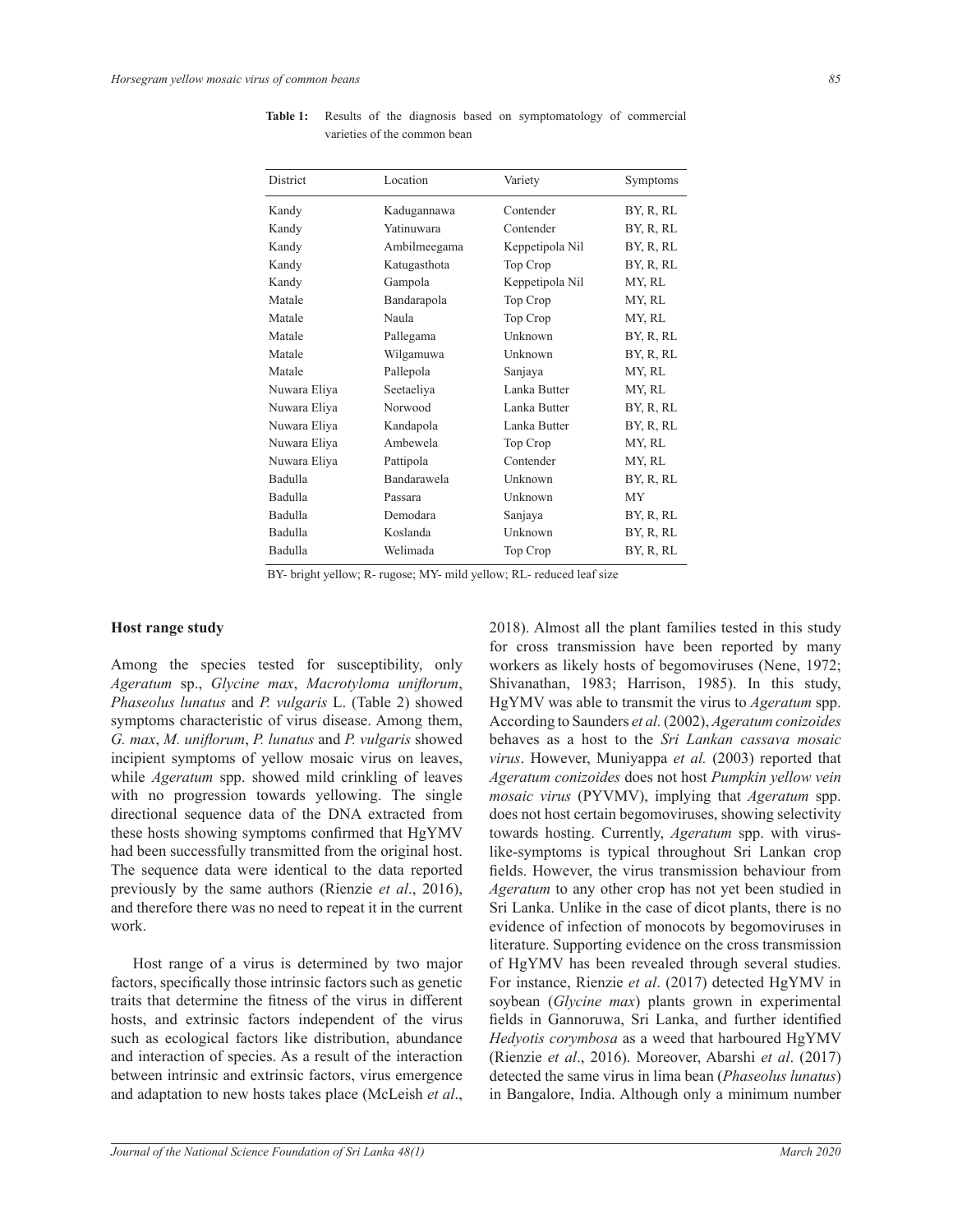**Table 1:** Results of the diagnosis based on symptomatology of commercial varieties of the common bean

| District | Location | Variety | Symptoms |
|---|---|---|---|
| Kandy | Kadugannawa | Contender | BY, R, RL |
| Kandy | Yatinuwara | Contender | BY, R, RL |
| Kandy | Ambilmeegama | Keppetipola Nil | BY, R, RL |
| Kandy | Katugasthota | Top Crop | BY, R, RL |
| Kandy | Gampola | Keppetipola Nil | MY, RL |
| Matale | Bandarapola | Top Crop | MY, RL |
| Matale | Naula | Top Crop | MY, RL |
| Matale | Pallegama | Unknown | BY, R, RL |
| Matale | Wilgamuwa | Unknown | BY, R, RL |
| Matale | Pallepola | Sanjaya | MY, RL |
| Nuwara Eliya | Seetaeliya | Lanka Butter | MY, RL |
| Nuwara Eliya | Norwood | Lanka Butter | BY, R, RL |
| Nuwara Eliya | Kandapola | Lanka Butter | BY, R, RL |
| Nuwara Eliya | Ambewela | Top Crop | MY, RL |
| Nuwara Eliya | Pattipola | Contender | MY, RL |
| Badulla | Bandarawela | Unknown | BY, R, RL |
| Badulla | Passara | Unknown | MY |
| Badulla | Demodara | Sanjaya | BY, R, RL |
| Badulla | Koslanda | Unknown | BY, R, RL |
| Badulla | Welimada | Top Crop | BY, R, RL |

BY- bright yellow; R- rugose; MY- mild yellow; RL- reduced leaf size

**Host range study**

Among the species tested for susceptibility, only *Ageratum* sp., *Glycine max*, *Macrotyloma uniflorum*, *Phaseolus lunatus* and *P. vulgaris* L. (Table 2) showed symptoms characteristic of virus disease. Among them, *G. max*, *M. uniflorum*, *P. lunatus* and *P. vulgaris* showed incipient symptoms of yellow mosaic virus on leaves, while *Ageratum* spp. showed mild crinkling of leaves with no progression towards yellowing. The single directional sequence data of the DNA extracted from these hosts showing symptoms confirmed that HgYMV had been successfully transmitted from the original host. The sequence data were identical to the data reported previously by the same authors (Rienzie *et al*., 2016), and therefore there was no need to repeat it in the current work.

Host range of a virus is determined by two major factors, specifically those intrinsic factors such as genetic traits that determine the fitness of the virus in different hosts, and extrinsic factors independent of the virus such as ecological factors like distribution, abundance and interaction of species. As a result of the interaction between intrinsic and extrinsic factors, virus emergence and adaptation to new hosts takes place (McLeish *et al*., 2018). Almost all the plant families tested in this study for cross transmission have been reported by many workers as likely hosts of begomoviruses (Nene, 1972; Shivanathan, 1983; Harrison, 1985). In this study, HgYMV was able to transmit the virus to *Ageratum* spp. According to Saunders *et al.* (2002), *Ageratum conizoides* behaves as a host to the *Sri Lankan cassava mosaic virus*. However, Muniyappa *et al.* (2003) reported that *Ageratum conizoides* does not host *Pumpkin yellow vein mosaic virus* (PYVMV), implying that *Ageratum* spp. does not host certain begomoviruses, showing selectivity towards hosting. Currently, *Ageratum* spp. with virus-like-symptoms is typical throughout Sri Lankan crop fields. However, the virus transmission behaviour from *Ageratum* to any other crop has not yet been studied in Sri Lanka. Unlike in the case of dicot plants, there is no evidence of infection of monocots by begomoviruses in literature. Supporting evidence on the cross transmission of HgYMV has been revealed through several studies. For instance, Rienzie *et al*. (2017) detected HgYMV in soybean (*Glycine max*) plants grown in experimental fields in Gannoruwa, Sri Lanka, and further identified *Hedyotis corymbosa* as a weed that harboured HgYMV (Rienzie *et al*., 2016). Moreover, Abarshi *et al*. (2017) detected the same virus in lima bean (*Phaseolus lunatus*) in Bangalore, India. Although only a minimum number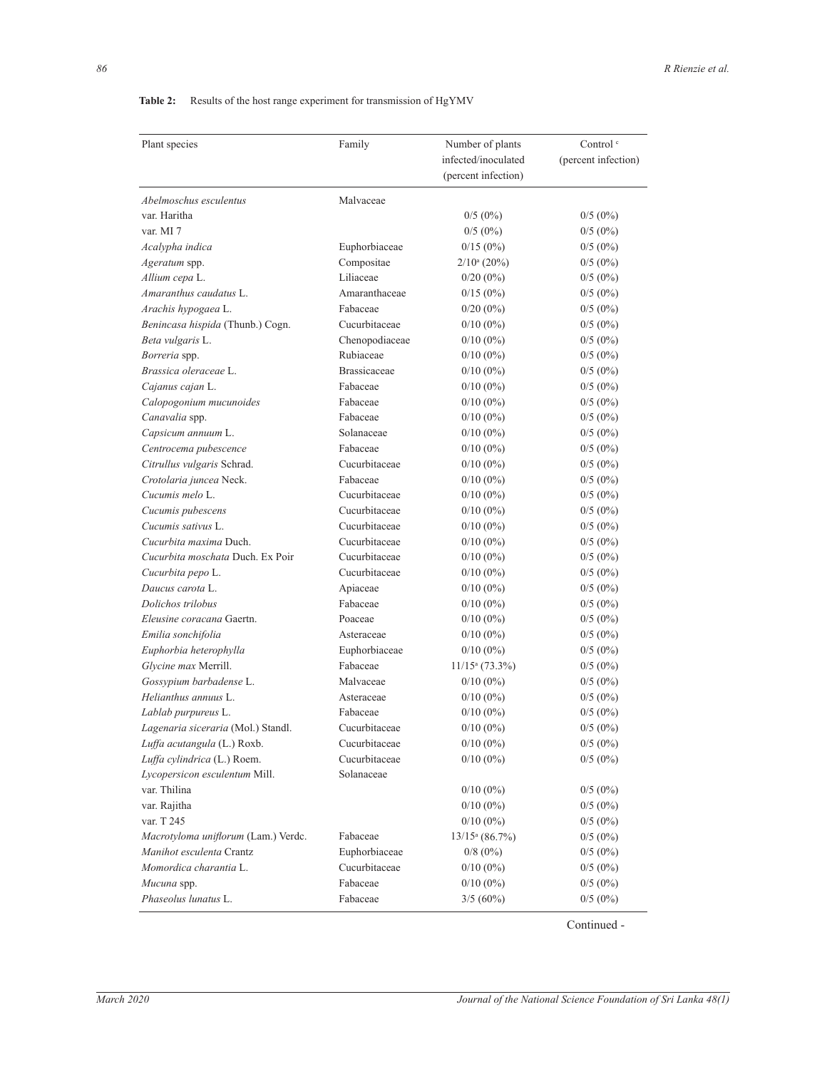**Table 2:** Results of the host range experiment for transmission of HgYMV

| Plant species | Family | Number of plants infected/inoculated (percent infection) | Control [c] (percent infection) |
|---|---|---|---|
| *Abelmoschus esculentus* | Malvaceae | | |
| var. Haritha | | 0/5 (0%) | 0/5 (0%) |
| var. MI 7 | | 0/5 (0%) | 0/5 (0%) |
| *Acalypha indica* | Euphorbiaceae | 0/15 (0%) | 0/5 (0%) |
| *Ageratum* spp. | Compositae | 2/10[a] (20%) | 0/5 (0%) |
| *Allium cepa* L. | Liliaceae | 0/20 (0%) | 0/5 (0%) |
| *Amaranthus caudatus* L. | Amaranthaceae | 0/15 (0%) | 0/5 (0%) |
| *Arachis hypogaea* L. | Fabaceae | 0/20 (0%) | 0/5 (0%) |
| *Benincasa hispida* (Thunb.) Cogn. | Cucurbitaceae | 0/10 (0%) | 0/5 (0%) |
| *Beta vulgaris* L. | Chenopodiaceae | 0/10 (0%) | 0/5 (0%) |
| *Borreria* spp. | Rubiaceae | 0/10 (0%) | 0/5 (0%) |
| *Brassica oleraceae* L. | Brassicaceae | 0/10 (0%) | 0/5 (0%) |
| *Cajanus cajan* L. | Fabaceae | 0/10 (0%) | 0/5 (0%) |
| *Calopogonium mucunoides* | Fabaceae | 0/10 (0%) | 0/5 (0%) |
| *Canavalia* spp. | Fabaceae | 0/10 (0%) | 0/5 (0%) |
| *Capsicum annuum* L. | Solanaceae | 0/10 (0%) | 0/5 (0%) |
| *Centrocema pubescence* | Fabaceae | 0/10 (0%) | 0/5 (0%) |
| *Citrullus vulgaris* Schrad. | Cucurbitaceae | 0/10 (0%) | 0/5 (0%) |
| *Crotolaria juncea* Neck. | Fabaceae | 0/10 (0%) | 0/5 (0%) |
| *Cucumis melo* L. | Cucurbitaceae | 0/10 (0%) | 0/5 (0%) |
| *Cucumis pubescens* | Cucurbitaceae | 0/10 (0%) | 0/5 (0%) |
| *Cucumis sativus* L. | Cucurbitaceae | 0/10 (0%) | 0/5 (0%) |
| *Cucurbita maxima* Duch. | Cucurbitaceae | 0/10 (0%) | 0/5 (0%) |
| *Cucurbita moschata* Duch. Ex Poir | Cucurbitaceae | 0/10 (0%) | 0/5 (0%) |
| *Cucurbita pepo* L. | Cucurbitaceae | 0/10 (0%) | 0/5 (0%) |
| *Daucus carota* L. | Apiaceae | 0/10 (0%) | 0/5 (0%) |
| *Dolichos trilobus* | Fabaceae | 0/10 (0%) | 0/5 (0%) |
| *Eleusine coracana* Gaertn. | Poaceae | 0/10 (0%) | 0/5 (0%) |
| *Emilia sonchifolia* | Asteraceae | 0/10 (0%) | 0/5 (0%) |
| *Euphorbia heterophylla* | Euphorbiaceae | 0/10 (0%) | 0/5 (0%) |
| *Glycine max* Merrill. | Fabaceae | 11/15[a] (73.3%) | 0/5 (0%) |
| *Gossypium barbadense* L. | Malvaceae | 0/10 (0%) | 0/5 (0%) |
| *Helianthus annuus* L. | Asteraceae | 0/10 (0%) | 0/5 (0%) |
| *Lablab purpureus* L. | Fabaceae | 0/10 (0%) | 0/5 (0%) |
| *Lagenaria siceraria* (Mol.) Standl. | Cucurbitaceae | 0/10 (0%) | 0/5 (0%) |
| *Luffa acutangula* (L.) Roxb. | Cucurbitaceae | 0/10 (0%) | 0/5 (0%) |
| *Luffa cylindrica* (L.) Roem. | Cucurbitaceae | 0/10 (0%) | 0/5 (0%) |
| *Lycopersicon esculentum* Mill. | Solanaceae | | |
| var. Thilina | | 0/10 (0%) | 0/5 (0%) |
| var. Rajitha | | 0/10 (0%) | 0/5 (0%) |
| var. T 245 | | 0/10 (0%) | 0/5 (0%) |
| *Macrotyloma uniflorum* (Lam.) Verdc. | Fabaceae | 13/15[a] (86.7%) | 0/5 (0%) |
| *Manihot esculenta* Crantz | Euphorbiaceae | 0/8 (0%) | 0/5 (0%) |
| *Momordica charantia* L. | Cucurbitaceae | 0/10 (0%) | 0/5 (0%) |
| *Mucuna* spp. | Fabaceae | 0/10 (0%) | 0/5 (0%) |
| *Phaseolus lunatus* L. | Fabaceae | 3/5 (60%) | 0/5 (0%) |

Continued -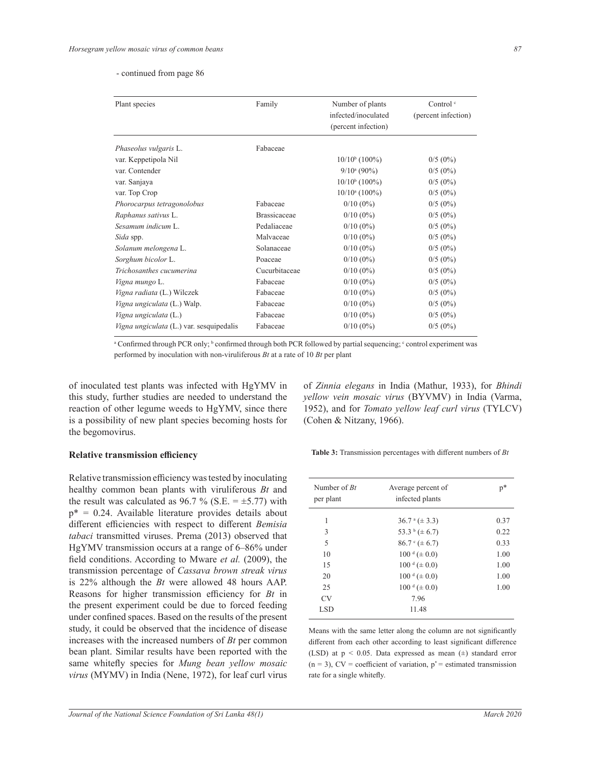- continued from page 86

| Plant species | Family | Number of plants infected/inoculated (percent infection) | Control [c] (percent infection) |
|---|---|---|---|
| *Phaseolus vulgaris* L. | Fabaceae | | |
| var. Keppetipola Nil | | 10/10[b] (100%) | 0/5 (0%) |
| var. Contender | | 9/10[a] (90%) | 0/5 (0%) |
| var. Sanjaya | | 10/10[b] (100%) | 0/5 (0%) |
| var. Top Crop | | 10/10[a] (100%) | 0/5 (0%) |
| *Phorocarpus tetragonolobus* | Fabaceae | 0/10 (0%) | 0/5 (0%) |
| *Raphanus sativus* L. | Brassicaceae | 0/10 (0%) | 0/5 (0%) |
| *Sesamum indicum* L. | Pedaliaceae | 0/10 (0%) | 0/5 (0%) |
| *Sida* spp. | Malvaceae | 0/10 (0%) | 0/5 (0%) |
| *Solanum melongena* L. | Solanaceae | 0/10 (0%) | 0/5 (0%) |
| *Sorghum bicolor* L. | Poaceae | 0/10 (0%) | 0/5 (0%) |
| *Trichosanthes cucumerina* | Cucurbitaceae | 0/10 (0%) | 0/5 (0%) |
| *Vigna mungo* L. | Fabaceae | 0/10 (0%) | 0/5 (0%) |
| *Vigna radiata* (L.) Wilczek | Fabaceae | 0/10 (0%) | 0/5 (0%) |
| *Vigna ungiculata* (L.) Walp. | Fabaceae | 0/10 (0%) | 0/5 (0%) |
| *Vigna ungiculata* (L.) | Fabaceae | 0/10 (0%) | 0/5 (0%) |
| *Vigna ungiculata* (L.) var. sesquipedalis | Fabaceae | 0/10 (0%) | 0/5 (0%) |

[a] Confirmed through PCR only; [b] confirmed through both PCR followed by partial sequencing; [c] control experiment was performed by inoculation with non-viruliferous *Bt* at a rate of 10 *Bt* per plant

of inoculated test plants was infected with HgYMV in this study, further studies are needed to understand the reaction of other legume weeds to HgYMV, since there is a possibility of new plant species becoming hosts for the begomovirus.

### Relative transmission efficiency

Relative transmission efficiency was tested by inoculating healthy common bean plants with viruliferous *Bt* and the result was calculated as 96.7 % (S.E. = ±5.77) with p* = 0.24. Available literature provides details about different efficiencies with respect to different *Bemisia tabaci* transmitted viruses. Prema (2013) observed that HgYMV transmission occurs at a range of 6–86% under field conditions. According to Mware *et al.* (2009), the transmission percentage of *Cassava brown streak virus* is 22% although the *Bt* were allowed 48 hours AAP. Reasons for higher transmission efficiency for *Bt* in the present experiment could be due to forced feeding under confined spaces. Based on the results of the present study, it could be observed that the incidence of disease increases with the increased numbers of *Bt* per common bean plant. Similar results have been reported with the same whitefly species for *Mung bean yellow mosaic virus* (MYMV) in India (Nene, 1972), for leaf curl virus of *Zinnia elegans* in India (Mathur, 1933), for *Bhindi yellow vein mosaic virus* (BYVMV) in India (Varma, 1952), and for *Tomato yellow leaf curl virus* (TYLCV) (Cohen & Nitzany, 1966).

**Table 3:** Transmission percentages with different numbers of *Bt*

| Number of *Bt* per plant | Average percent of infected plants | p* |
|---|---|---|
| 1 | 36.7 [a] (± 3.3) | 0.37 |
| 3 | 53.3 [b] (± 6.7) | 0.22 |
| 5 | 86.7 [c] (± 6.7) | 0.33 |
| 10 | 100 [d] (± 0.0) | 1.00 |
| 15 | 100 [d] (± 0.0) | 1.00 |
| 20 | 100 [d] (± 0.0) | 1.00 |
| 25 | 100 [d] (± 0.0) | 1.00 |
| CV | 7.96 | |
| LSD | 11.48 | |

Means with the same letter along the column are not significantly different from each other according to least significant difference (LSD) at $p < 0.05$. Data expressed as mean (±) standard error (n = 3), CV = coefficient of variation, p* = estimated transmission rate for a single whitefly.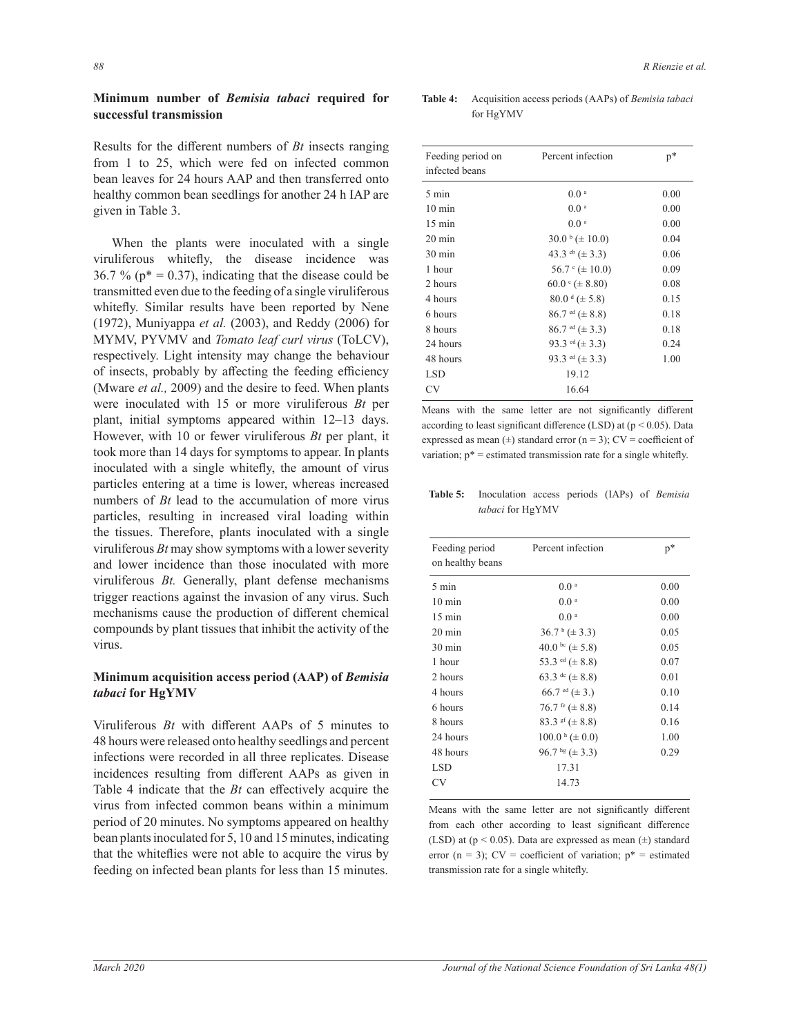## Minimum number of *Bemisia tabaci* required for successful transmission

Results for the different numbers of *Bt* insects ranging from 1 to 25, which were fed on infected common bean leaves for 24 hours AAP and then transferred onto healthy common bean seedlings for another 24 h IAP are given in Table 3.

When the plants were inoculated with a single viruliferous whitefly, the disease incidence was 36.7 % ($p^* = 0.37$), indicating that the disease could be transmitted even due to the feeding of a single viruliferous whitefly. Similar results have been reported by Nene (1972), Muniyappa *et al.* (2003), and Reddy (2006) for MYMV, PYVMV and *Tomato leaf curl virus* (ToLCV), respectively. Light intensity may change the behaviour of insects, probably by affecting the feeding efficiency (Mware *et al.,* 2009) and the desire to feed. When plants were inoculated with 15 or more viruliferous *Bt* per plant, initial symptoms appeared within 12–13 days. However, with 10 or fewer viruliferous *Bt* per plant, it took more than 14 days for symptoms to appear. In plants inoculated with a single whitefly, the amount of virus particles entering at a time is lower, whereas increased numbers of *Bt* lead to the accumulation of more virus particles, resulting in increased viral loading within the tissues. Therefore, plants inoculated with a single viruliferous *Bt* may show symptoms with a lower severity and lower incidence than those inoculated with more viruliferous *Bt.* Generally, plant defense mechanisms trigger reactions against the invasion of any virus. Such mechanisms cause the production of different chemical compounds by plant tissues that inhibit the activity of the virus.

## Minimum acquisition access period (AAP) of *Bemisia tabaci* for HgYMV

Viruliferous *Bt* with different AAPs of 5 minutes to 48 hours were released onto healthy seedlings and percent infections were recorded in all three replicates. Disease incidences resulting from different AAPs as given in Table 4 indicate that the *Bt* can effectively acquire the virus from infected common beans within a minimum period of 20 minutes. No symptoms appeared on healthy bean plants inoculated for 5, 10 and 15 minutes, indicating that the whiteflies were not able to acquire the virus by feeding on infected bean plants for less than 15 minutes.

**Table 4:** Acquisition access periods (AAPs) of *Bemisia tabaci* for HgYMV

| Feeding period on infected beans | Percent infection | p* |
|---|---|---|
| 5 min | 0.0 [a] | 0.00 |
| 10 min | 0.0 [a] | 0.00 |
| 15 min | 0.0 [a] | 0.00 |
| 20 min | 30.0 [b] (± 10.0) | 0.04 |
| 30 min | 43.3 [cb] (± 3.3) | 0.06 |
| 1 hour | 56.7 [c] (± 10.0) | 0.09 |
| 2 hours | 60.0 [c] (± 8.80) | 0.08 |
| 4 hours | 80.0 [d] (± 5.8) | 0.15 |
| 6 hours | 86.7 [ed] (± 8.8) | 0.18 |
| 8 hours | 86.7 [ed] (± 3.3) | 0.18 |
| 24 hours | 93.3 [ed] (± 3.3) | 0.24 |
| 48 hours | 93.3 [ed] (± 3.3) | 1.00 |
| LSD | 19.12 | |
| CV | 16.64 | |

Means with the same letter are not significantly different according to least significant difference (LSD) at ($p < 0.05$). Data expressed as mean (±) standard error (n = 3); CV = coefficient of variation; p* = estimated transmission rate for a single whitefly.

**Table 5:** Inoculation access periods (IAPs) of *Bemisia tabaci* for HgYMV

| Feeding period on healthy beans | Percent infection | p* |
|---|---|---|
| 5 min | 0.0 [a] | 0.00 |
| 10 min | 0.0 [a] | 0.00 |
| 15 min | 0.0 [a] | 0.00 |
| 20 min | 36.7 [b] (± 3.3) | 0.05 |
| 30 min | 40.0 [bc] (± 5.8) | 0.05 |
| 1 hour | 53.3 [cd] (± 8.8) | 0.07 |
| 2 hours | 63.3 [dc] (± 8.8) | 0.01 |
| 4 hours | 66.7 [ed] (± 3.) | 0.10 |
| 6 hours | 76.7 [fe] (± 8.8) | 0.14 |
| 8 hours | 83.3 [gf] (± 8.8) | 0.16 |
| 24 hours | 100.0 [h] (± 0.0) | 1.00 |
| 48 hours | 96.7 [hg] (± 3.3) | 0.29 |
| LSD | 17.31 | |
| CV | 14.73 | |

Means with the same letter are not significantly different from each other according to least significant difference (LSD) at ($p < 0.05$). Data are expressed as mean (±) standard error (n = 3); CV = coefficient of variation; p* = estimated transmission rate for a single whitefly.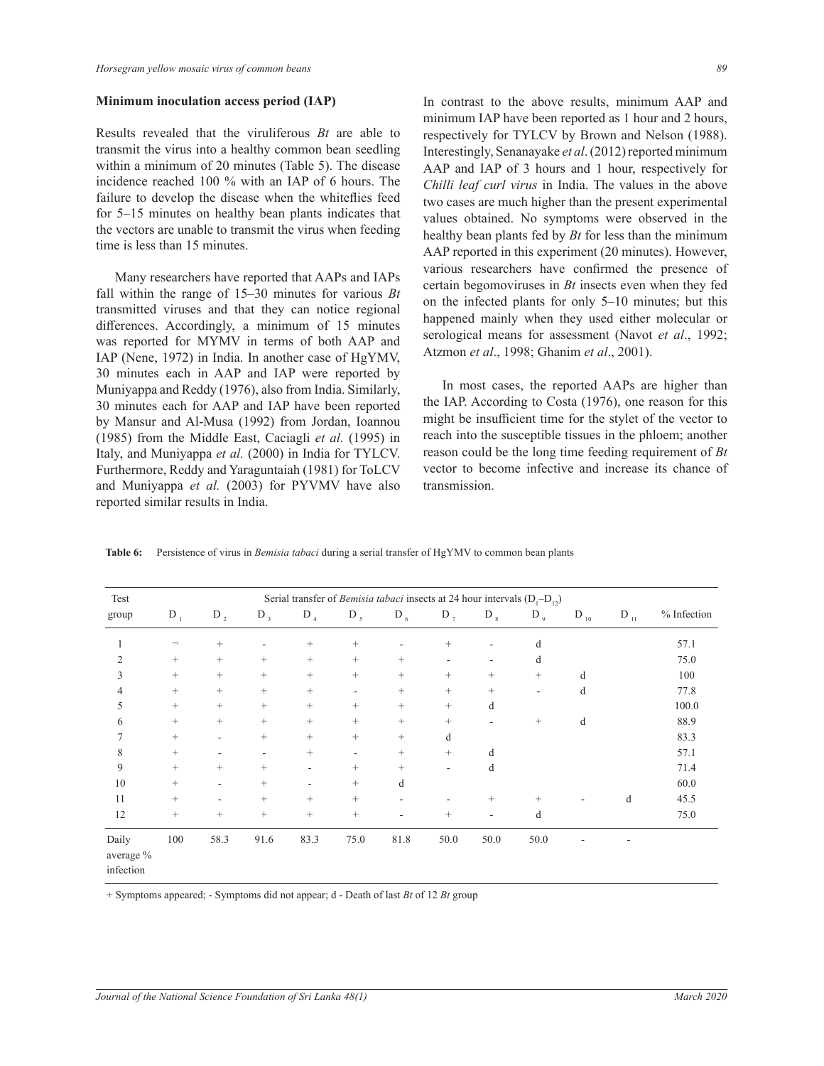### Minimum inoculation access period (IAP)

Results revealed that the viruliferous *Bt* are able to transmit the virus into a healthy common bean seedling within a minimum of 20 minutes (Table 5). The disease incidence reached 100 % with an IAP of 6 hours. The failure to develop the disease when the whiteflies feed for 5–15 minutes on healthy bean plants indicates that the vectors are unable to transmit the virus when feeding time is less than 15 minutes.

Many researchers have reported that AAPs and IAPs fall within the range of 15–30 minutes for various *Bt* transmitted viruses and that they can notice regional differences. Accordingly, a minimum of 15 minutes was reported for MYMV in terms of both AAP and IAP (Nene, 1972) in India. In another case of HgYMV, 30 minutes each in AAP and IAP were reported by Muniyappa and Reddy (1976), also from India. Similarly, 30 minutes each for AAP and IAP have been reported by Mansur and Al-Musa (1992) from Jordan, Ioannou (1985) from the Middle East, Caciagli *et al.* (1995) in Italy, and Muniyappa *et al.* (2000) in India for TYLCV. Furthermore, Reddy and Yaraguntaiah (1981) for ToLCV and Muniyappa *et al.* (2003) for PYVMV have also reported similar results in India.

In contrast to the above results, minimum AAP and minimum IAP have been reported as 1 hour and 2 hours, respectively for TYLCV by Brown and Nelson (1988). Interestingly, Senanayake *et al*. (2012) reported minimum AAP and IAP of 3 hours and 1 hour, respectively for *Chilli leaf curl virus* in India. The values in the above two cases are much higher than the present experimental values obtained. No symptoms were observed in the healthy bean plants fed by *Bt* for less than the minimum AAP reported in this experiment (20 minutes). However, various researchers have confirmed the presence of certain begomoviruses in *Bt* insects even when they fed on the infected plants for only 5–10 minutes; but this happened mainly when they used either molecular or serological means for assessment (Navot *et al*., 1992; Atzmon *et al*., 1998; Ghanim *et al*., 2001).

In most cases, the reported AAPs are higher than the IAP. According to Costa (1976), one reason for this might be insufficient time for the stylet of the vector to reach into the susceptible tissues in the phloem; another reason could be the long time feeding requirement of *Bt* vector to become infective and increase its chance of transmission.

**Table 6:** Persistence of virus in *Bemisia tabaci* during a serial transfer of HgYMV to common bean plants

| Test group | Serial transfer of *Bemisia tabaci* insects at 24 hour intervals ($D_1$–$D_{12}$) | | | | | | | | | | | |
|---|---|---|---|---|---|---|---|---|---|---|---|---|
| | $D_1$ | $D_2$ | $D_3$ | $D_4$ | $D_5$ | $D_6$ | $D_7$ | $D_8$ | $D_9$ | $D_{10}$ | $D_{11}$ | % Infection |
| 1 | ¬ | + | - | + | + | - | + | - | d | | | 57.1 |
| 2 | + | + | + | + | + | + | - | - | d | | | 75.0 |
| 3 | + | + | + | + | + | + | + | + | + | d | | 100 |
| 4 | + | + | + | + | - | + | + | + | - | d | | 77.8 |
| 5 | + | + | + | + | + | + | + | d | | | | 100.0 |
| 6 | + | + | + | + | + | + | + | - | + | d | | 88.9 |
| 7 | + | - | + | + | + | + | d | | | | | 83.3 |
| 8 | + | - | - | + | - | + | + | d | | | | 57.1 |
| 9 | + | + | + | - | + | + | - | d | | | | 71.4 |
| 10 | + | - | + | - | + | d | | | | | | 60.0 |
| 11 | + | - | + | + | + | - | - | + | + | - | d | 45.5 |
| 12 | + | + | + | + | + | - | + | - | d | | | 75.0 |
| Daily average % infection | 100 | 58.3 | 91.6 | 83.3 | 75.0 | 81.8 | 50.0 | 50.0 | 50.0 | - | - | |

+ Symptoms appeared; - Symptoms did not appear; d - Death of last *Bt* of 12 *Bt* group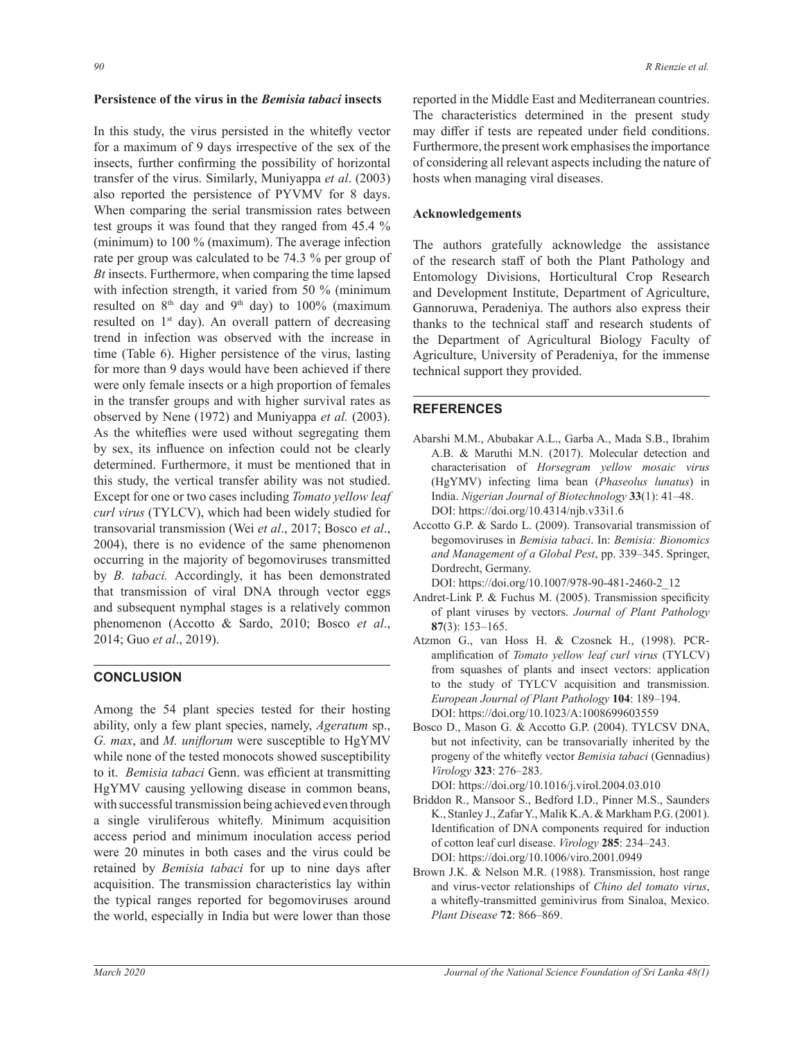### Persistence of the virus in the *Bemisia tabaci* insects

In this study, the virus persisted in the whitefly vector for a maximum of 9 days irrespective of the sex of the insects, further confirming the possibility of horizontal transfer of the virus. Similarly, Muniyappa *et al*. (2003) also reported the persistence of PYVMV for 8 days. When comparing the serial transmission rates between test groups it was found that they ranged from 45.4 % (minimum) to 100 % (maximum). The average infection rate per group was calculated to be 74.3 % per group of *Bt* insects. Furthermore, when comparing the time lapsed with infection strength, it varied from 50 % (minimum resulted on 8th day and 9th day) to 100% (maximum resulted on 1st day). An overall pattern of decreasing trend in infection was observed with the increase in time (Table 6). Higher persistence of the virus, lasting for more than 9 days would have been achieved if there were only female insects or a high proportion of females in the transfer groups and with higher survival rates as observed by Nene (1972) and Muniyappa *et al.* (2003). As the whiteflies were used without segregating them by sex, its influence on infection could not be clearly determined. Furthermore, it must be mentioned that in this study, the vertical transfer ability was not studied. Except for one or two cases including *Tomato yellow leaf curl virus* (TYLCV), which had been widely studied for transovarial transmission (Wei *et al*., 2017; Bosco *et al*., 2004), there is no evidence of the same phenomenon occurring in the majority of begomoviruses transmitted by *B. tabaci.* Accordingly, it has been demonstrated that transmission of viral DNA through vector eggs and subsequent nymphal stages is a relatively common phenomenon (Accotto & Sardo, 2010; Bosco *et al*., 2014; Guo *et al*., 2019).

## CONCLUSION

Among the 54 plant species tested for their hosting ability, only a few plant species, namely, *Ageratum* sp., *G. max*, and *M. uniflorum* were susceptible to HgYMV while none of the tested monocots showed susceptibility to it. *Bemisia tabaci* Genn. was efficient at transmitting HgYMV causing yellowing disease in common beans, with successful transmission being achieved even through a single viruliferous whitefly. Minimum acquisition access period and minimum inoculation access period were 20 minutes in both cases and the virus could be retained by *Bemisia tabaci* for up to nine days after acquisition. The transmission characteristics lay within the typical ranges reported for begomoviruses around the world, especially in India but were lower than those reported in the Middle East and Mediterranean countries. The characteristics determined in the present study may differ if tests are repeated under field conditions. Furthermore, the present work emphasises the importance of considering all relevant aspects including the nature of hosts when managing viral diseases.

### Acknowledgements

The authors gratefully acknowledge the assistance of the research staff of both the Plant Pathology and Entomology Divisions, Horticultural Crop Research and Development Institute, Department of Agriculture, Gannoruwa, Peradeniya. The authors also express their thanks to the technical staff and research students of the Department of Agricultural Biology Faculty of Agriculture, University of Peradeniya, for the immense technical support they provided.

## REFERENCES

Abarshi M.M., Abubakar A.L., Garba A., Mada S.B., Ibrahim A.B. & Maruthi M.N. (2017). Molecular detection and characterisation of *Horsegram yellow mosaic virus* (HgYMV) infecting lima bean (*Phaseolus lunatus*) in India. *Nigerian Journal of Biotechnology* **33**(1): 41–48. DOI: https://doi.org/10.4314/njb.v33i1.6

Accotto G.P. & Sardo L. (2009). Transovarial transmission of begomoviruses in *Bemisia tabaci*. In: *Bemisia: Bionomics and Management of a Global Pest*, pp. 339–345. Springer, Dordrecht, Germany. DOI: https://doi.org/10.1007/978-90-481-2460-2_12

Andret-Link P. & Fuchus M. (2005). Transmission specificity of plant viruses by vectors. *Journal of Plant Pathology* **87**(3): 153–165.

Atzmon G., van Hoss H. & Czosnek H., (1998). PCR-amplification of *Tomato yellow leaf curl virus* (TYLCV) from squashes of plants and insect vectors: application to the study of TYLCV acquisition and transmission. *European Journal of Plant Pathology* **104**: 189–194. DOI: https://doi.org/10.1023/A:1008699603559

Bosco D., Mason G. & Accotto G.P. (2004). TYLCSV DNA, but not infectivity, can be transovarially inherited by the progeny of the whitefly vector *Bemisia tabaci* (Gennadius) *Virology* **323**: 276–283. DOI: https://doi.org/10.1016/j.virol.2004.03.010

Briddon R., Mansoor S., Bedford I.D., Pinner M.S., Saunders K., Stanley J., Zafar Y., Malik K.A. & Markham P.G. (2001). Identification of DNA components required for induction of cotton leaf curl disease. *Virology* **285**: 234–243. DOI: https://doi.org/10.1006/viro.2001.0949

Brown J.K. & Nelson M.R. (1988). Transmission, host range and virus-vector relationships of *Chino del tomato virus*, a whitefly-transmitted geminivirus from Sinaloa, Mexico. *Plant Disease* **72**: 866–869.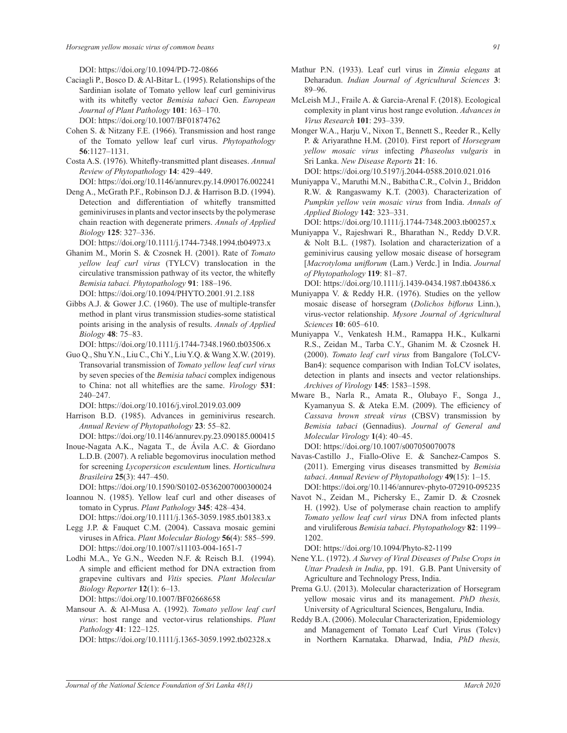DOI: https://doi.org/10.1094/PD-72-0866

Caciagli P., Bosco D. & Al-Bitar L. (1995). Relationships of the Sardinian isolate of Tomato yellow leaf curl geminivirus with its whitefly vector *Bemisia tabaci* Gen. *European Journal of Plant Pathology* **101**: 163–170. DOI: https://doi.org/10.1007/BF01874762

Cohen S. & Nitzany F.E. (1966). Transmission and host range of the Tomato yellow leaf curl virus. *Phytopathology* **56**:1127–1131.

Costa A.S. (1976). Whitefly-transmitted plant diseases. *Annual Review of Phytopathology* **14**: 429–449. DOI: https://doi.org/10.1146/annurev.py.14.090176.002241

Deng A., McGrath P.F., Robinson D.J. & Harrison B.D. (1994). Detection and differentiation of whitefly transmitted geminiviruses in plants and vector insects by the polymerase chain reaction with degenerate primers. *Annals of Applied Biology* **125**: 327–336. DOI: https://doi.org/10.1111/j.1744-7348.1994.tb04973.x

Ghanim M., Morin S. & Czosnek H. (2001). Rate of *Tomato yellow leaf curl virus* (TYLCV) translocation in the circulative transmission pathway of its vector, the whitefly *Bemisia tabaci. Phytopathology* **91**: 188–196. DOI: https://doi.org/10.1094/PHYTO.2001.91.2.188

Gibbs A.J. & Gower J.C. (1960). The use of multiple-transfer method in plant virus transmission studies-some statistical points arising in the analysis of results. *Annals of Applied Biology* **48**: 75–83. DOI: https://doi.org/10.1111/j.1744-7348.1960.tb03506.x

Guo Q., Shu Y.N., Liu C., Chi Y., Liu Y.Q. & Wang X.W. (2019). Transovarial transmission of *Tomato yellow leaf curl virus* by seven species of the *Bemisia tabaci* complex indigenous to China: not all whiteflies are the same. *Virology* **531**: 240–247. DOI: https://doi.org/10.1016/j.virol.2019.03.009

Harrison B.D. (1985). Advances in geminivirus research. *Annual Review of Phytopathology* **23**: 55–82. DOI: https://doi.org/10.1146/annurev.py.23.090185.000415

Inoue-Nagata A.K., Nagata T., de Ávila A.C. & Giordano L.D.B. (2007). A reliable begomovirus inoculation method for screening *Lycopersicon esculentum* lines. *Horticultura Brasileira* **25**(3): 447–450. DOI: https://doi.org/10.1590/S0102-05362007000300024

Ioannou N. (1985). Yellow leaf curl and other diseases of tomato in Cyprus. *Plant Pathology* **345**: 428–434. DOI: https://doi.org/10.1111/j.1365-3059.1985.tb01383.x

Legg J.P. & Fauquet C.M. (2004). Cassava mosaic gemini viruses in Africa. *Plant Molecular Biology* **56**(4): 585–599. DOI: https://doi.org/10.1007/s11103-004-1651-7

Lodhi M.A., Ye G.N., Weeden N.F. & Reisch B.I. (1994). A simple and efficient method for DNA extraction from grapevine cultivars and *Vitis* species. *Plant Molecular Biology Reporter* **12**(1): 6–13. DOI: https://doi.org/10.1007/BF02668658

Mansour A. & Al-Musa A. (1992). *Tomato yellow leaf curl virus*: host range and vector-virus relationships. *Plant Pathology* **41**: 122–125. DOI: https://doi.org/10.1111/j.1365-3059.1992.tb02328.x

Mathur P.N. (1933). Leaf curl virus in *Zinnia elegans* at Deharadun. *Indian Journal of Agricultural Sciences* **3**: 89–96.

McLeish M.J., Fraile A. & Garcia-Arenal F. (2018). Ecological complexity in plant virus host range evolution. *Advances in Virus Research* **101**: 293–339.

Monger W.A., Harju V., Nixon T., Bennett S., Reeder R., Kelly P. & Ariyarathne H.M. (2010). First report of *Horsegram yellow mosaic virus* infecting *Phaseolus vulgaris* in Sri Lanka. *New Disease Reports* **21**: 16. DOI: https://doi.org/10.5197/j.2044-0588.2010.021.016

Muniyappa V., Maruthi M.N., Babitha C.R., Colvin J., Briddon R.W. & Rangaswamy K.T. (2003). Characterization of *Pumpkin yellow vein mosaic virus* from India. *Annals of Applied Biology* **142**: 323–331. DOI: https://doi.org/10.1111/j.1744-7348.2003.tb00257.x

Muniyappa V., Rajeshwari R., Bharathan N., Reddy D.V.R. & Nolt B.L. (1987). Isolation and characterization of a geminivirus causing yellow mosaic disease of horsegram [*Macrotyloma uniflorum* (Lam.) Verdc.] in India. *Journal of Phytopathology* **119**: 81–87. DOI: https://doi.org/10.1111/j.1439-0434.1987.tb04386.x

Muniyappa V. & Reddy H.R. (1976). Studies on the yellow mosaic disease of horsegram (*Dolichos biflorus* Linn.), virus-vector relationship. *Mysore Journal of Agricultural Sciences* **10**: 605–610.

Muniyappa V., Venkatesh H.M., Ramappa H.K., Kulkarni R.S., Zeidan M., Tarba C.Y., Ghanim M. & Czosnek H. (2000). *Tomato leaf curl virus* from Bangalore (ToLCV-Ban4): sequence comparison with Indian ToLCV isolates, detection in plants and insects and vector relationships. *Archives of Virology* **145**: 1583–1598.

Mware B., Narla R., Amata R., Olubayo F., Songa J., Kyamanyua S. & Ateka E.M. (2009). The efficiency of *Cassava brown streak virus* (CBSV) transmission by *Bemisia tabaci* (Gennadius). *Journal of General and Molecular Virology* **1**(4): 40–45. DOI: https://doi.org/10.1007/s007050070078

Navas-Castillo J., Fiallo-Olive E. & Sanchez-Campos S. (2011). Emerging virus diseases transmitted by *Bemisia tabaci*. *Annual Review of Phytopathology* **49**(15): 1–15. DOI: https://doi.org/10.1146/annurev-phyto-072910-095235

Navot N., Zeidan M., Pichersky E., Zamir D. & Czosnek H. (1992). Use of polymerase chain reaction to amplify *Tomato yellow leaf curl virus* DNA from infected plants and viruliferous *Bemisia tabaci*. *Phytopathology* **82**: 1199–1202. DOI: https://doi.org/10.1094/Phyto-82-1199

Nene Y.L. (1972). *A Survey of Viral Diseases of Pulse Crops in Uttar Pradesh in India*, pp. 191. G.B. Pant University of Agriculture and Technology Press, India.

Prema G.U. (2013). Molecular characterization of Horsegram yellow mosaic virus and its management. *PhD thesis,* University of Agricultural Sciences, Bengaluru, India.

Reddy B.A. (2006). Molecular Characterization, Epidemiology and Management of Tomato Leaf Curl Virus (Tolcv) in Northern Karnataka. Dharwad, India, *PhD thesis,*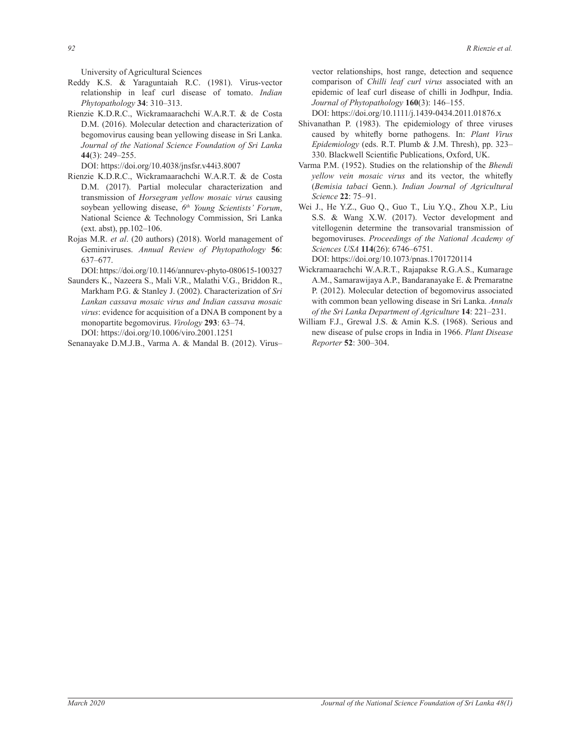University of Agricultural Sciences

Reddy K.S. & Yaraguntaiah R.C. (1981). Virus-vector relationship in leaf curl disease of tomato. *Indian Phytopathology* **34**: 310–313.

Rienzie K.D.R.C., Wickramaarachchi W.A.R.T. & de Costa D.M. (2016). Molecular detection and characterization of begomovirus causing bean yellowing disease in Sri Lanka. *Journal of the National Science Foundation of Sri Lanka* **44**(3): 249–255.
DOI: https://doi.org/10.4038/jnsfsr.v44i3.8007

Rienzie K.D.R.C., Wickramaarachchi W.A.R.T. & de Costa D.M. (2017). Partial molecular characterization and transmission of *Horsegram yellow mosaic virus* causing soybean yellowing disease, *6th Young Scientists' Forum*, National Science & Technology Commission, Sri Lanka (ext. abst), pp.102–106.

Rojas M.R. *et al*. (20 authors) (2018). World management of Geminiviruses. *Annual Review of Phytopathology* **56**: 637–677.
DOI: https://doi.org/10.1146/annurev-phyto-080615-100327

Saunders K., Nazeera S., Mali V.R., Malathi V.G., Briddon R., Markham P.G. & Stanley J. (2002). Characterization of *Sri Lankan cassava mosaic virus and Indian cassava mosaic virus*: evidence for acquisition of a DNA B component by a monopartite begomovirus. *Virology* **293**: 63–74.
DOI: https://doi.org/10.1006/viro.2001.1251

Senanayake D.M.J.B., Varma A. & Mandal B. (2012). Virus–vector relationships, host range, detection and sequence comparison of *Chilli leaf curl virus* associated with an epidemic of leaf curl disease of chilli in Jodhpur, India. *Journal of Phytopathology* **160**(3): 146–155.
DOI: https://doi.org/10.1111/j.1439-0434.2011.01876.x

Shivanathan P. (1983). The epidemiology of three viruses caused by whitefly borne pathogens. In: *Plant Virus Epidemiology* (eds. R.T. Plumb & J.M. Thresh), pp. 323–330. Blackwell Scientific Publications, Oxford, UK.

Varma P.M. (1952). Studies on the relationship of the *Bhendi yellow vein mosaic virus* and its vector, the whitefly (*Bemisia tabaci* Genn.). *Indian Journal of Agricultural Science* **22**: 75–91.

Wei J., He Y.Z., Guo Q., Guo T., Liu Y.Q., Zhou X.P., Liu S.S. & Wang X.W. (2017). Vector development and vitellogenin determine the transovarial transmission of begomoviruses. *Proceedings of the National Academy of Sciences USA* **114**(26): 6746–6751.
DOI: https://doi.org/10.1073/pnas.1701720114

Wickramaarachchi W.A.R.T., Rajapakse R.G.A.S., Kumarage A.M., Samarawijaya A.P., Bandaranayake E. & Premaratne P. (2012). Molecular detection of begomovirus associated with common bean yellowing disease in Sri Lanka. *Annals of the Sri Lanka Department of Agriculture* **14**: 221–231.

William F.J., Grewal J.S. & Amin K.S. (1968). Serious and new disease of pulse crops in India in 1966. *Plant Disease Reporter* **52**: 300–304.